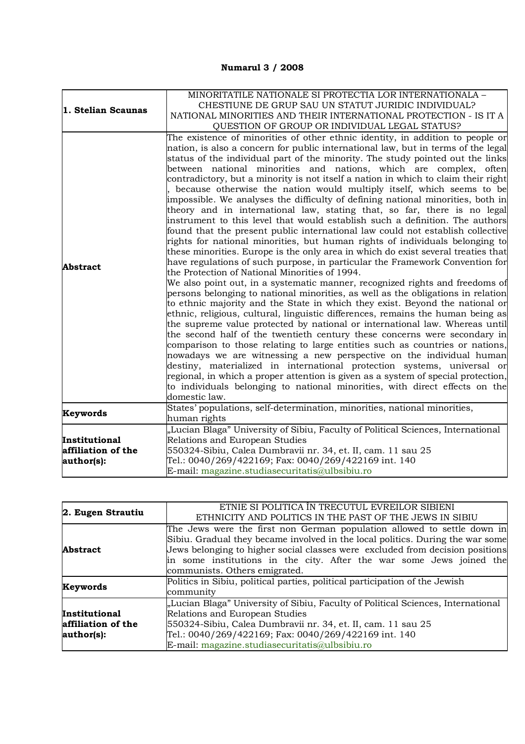**Numarul 3 / 2008**

| 1. Stelian Scaunas | MINORITATILE NATIONALE SI PROTECTIA LOR INTERNATIONALA – CHESTIUNE DE GRUP SAU UN STATUT JURIDIC INDIVIDUAL? NATIONAL MINORITIES AND THEIR INTERNATIONAL PROTECTION - IS IT A QUESTION OF GROUP OR INDIVIDUAL LEGAL STATUS? |
|---|---|
| **Abstract** | The existence of minorities of other ethnic identity, in addition to people or nation, is also a concern for public international law, but in terms of the legal status of the individual part of the minority. The study pointed out the links between national minorities and nations, which are complex, often contradictory, but a minority is not itself a nation in which to claim their right , because otherwise the nation would multiply itself, which seems to be impossible. We analyses the difficulty of defining national minorities, both in theory and in international law, stating that, so far, there is no legal instrument to this level that would establish such a definition. The authors found that the present public international law could not establish collective rights for national minorities, but human rights of individuals belonging to these minorities. Europe is the only area in which do exist several treaties that have regulations of such purpose, in particular the Framework Convention for the Protection of National Minorities of 1994.<br>We also point out, in a systematic manner, recognized rights and freedoms of persons belonging to national minorities, as well as the obligations in relation to ethnic majority and the State in which they exist. Beyond the national or ethnic, religious, cultural, linguistic differences, remains the human being as the supreme value protected by national or international law. Whereas until the second half of the twentieth century these concerns were secondary in comparison to those relating to large entities such as countries or nations, nowadays we are witnessing a new perspective on the individual human destiny, materialized in international protection systems, universal or regional, in which a proper attention is given as a system of special protection, to individuals belonging to national minorities, with direct effects on the domestic law. |
| **Keywords** | States' populations, self-determination, minorities, national minorities, human rights |
| **Institutional affiliation of the author(s):** | „Lucian Blaga" University of Sibiu, Faculty of Political Sciences, International Relations and European Studies<br>550324-Sibiu, Calea Dumbravii nr. 34, et. II, cam. 11 sau 25<br>Tel.: 0040/269/422169; Fax: 0040/269/422169 int. 140<br>E-mail: magazine.studiasecuritatis@ulbsibiu.ro |

| 2. Eugen Strautiu | ETNIE SI POLITICA ÎN TRECUTUL EVREILOR SIBIENI ETHNICITY AND POLITICS IN THE PAST OF THE JEWS IN SIBIU |
|---|---|
| **Abstract** | The Jews were the first non German population allowed to settle down in Sibiu. Gradual they became involved in the local politics. During the war some Jews belonging to higher social classes were excluded from decision positions in some institutions in the city. After the war some Jews joined the communists. Others emigrated. |
| **Keywords** | Politics in Sibiu, political parties, political participation of the Jewish community |
| **Institutional affiliation of the author(s):** | „Lucian Blaga" University of Sibiu, Faculty of Political Sciences, International Relations and European Studies<br>550324-Sibiu, Calea Dumbravii nr. 34, et. II, cam. 11 sau 25<br>Tel.: 0040/269/422169; Fax: 0040/269/422169 int. 140<br>E-mail: magazine.studiasecuritatis@ulbsibiu.ro |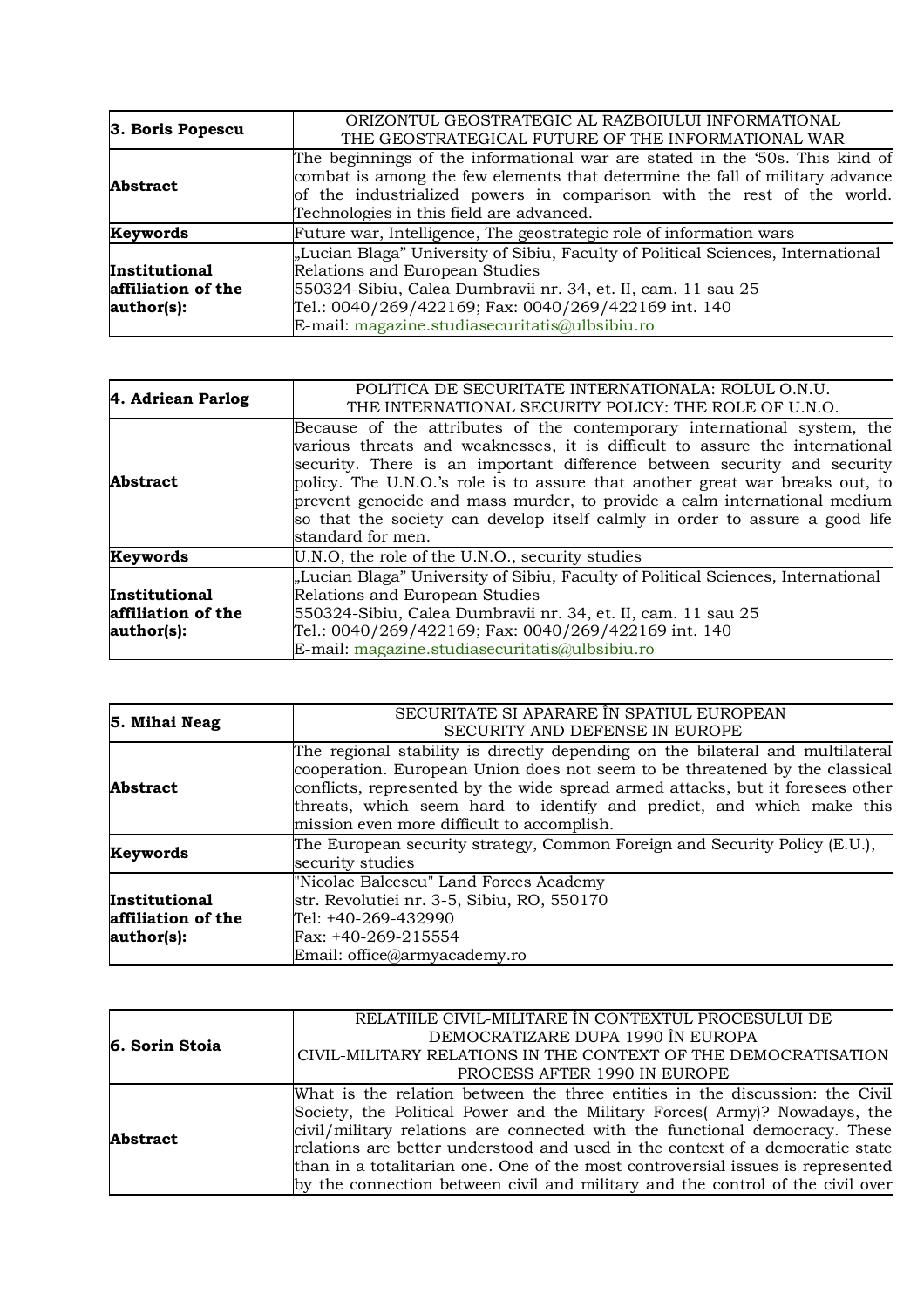| 3. Boris Popescu | ORIZONTUL GEOSTRATEGIC AL RAZBOIULUI INFORMATIONAL<br>THE GEOSTRATEGICAL FUTURE OF THE INFORMATIONAL WAR |
|---|---|
| **Abstract** | The beginnings of the informational war are stated in the '50s. This kind of combat is among the few elements that determine the fall of military advance of the industrialized powers in comparison with the rest of the world. Technologies in this field are advanced. |
| **Keywords** | Future war, Intelligence, The geostrategic role of information wars |
| **Institutional affiliation of the author(s):** | „Lucian Blaga" University of Sibiu, Faculty of Political Sciences, International Relations and European Studies<br>550324-Sibiu, Calea Dumbravii nr. 34, et. II, cam. 11 sau 25<br>Tel.: 0040/269/422169; Fax: 0040/269/422169 int. 140<br>E-mail: magazine.studiasecuritatis@ulbsibiu.ro |

| 4. Adriean Parlog | POLITICA DE SECURITATE INTERNATIONALA: ROLUL O.N.U.<br>THE INTERNATIONAL SECURITY POLICY: THE ROLE OF U.N.O. |
|---|---|
| **Abstract** | Because of the attributes of the contemporary international system, the various threats and weaknesses, it is difficult to assure the international security. There is an important difference between security and security policy. The U.N.O.'s role is to assure that another great war breaks out, to prevent genocide and mass murder, to provide a calm international medium so that the society can develop itself calmly in order to assure a good life standard for men. |
| **Keywords** | U.N.O, the role of the U.N.O., security studies |
| **Institutional affiliation of the author(s):** | „Lucian Blaga" University of Sibiu, Faculty of Political Sciences, International Relations and European Studies<br>550324-Sibiu, Calea Dumbravii nr. 34, et. II, cam. 11 sau 25<br>Tel.: 0040/269/422169; Fax: 0040/269/422169 int. 140<br>E-mail: magazine.studiasecuritatis@ulbsibiu.ro |

| 5. Mihai Neag | SECURITATE SI APARARE ÎN SPATIUL EUROPEAN<br>SECURITY AND DEFENSE IN EUROPE |
|---|---|
| **Abstract** | The regional stability is directly depending on the bilateral and multilateral cooperation. European Union does not seem to be threatened by the classical conflicts, represented by the wide spread armed attacks, but it foresees other threats, which seem hard to identify and predict, and which make this mission even more difficult to accomplish. |
| **Keywords** | The European security strategy, Common Foreign and Security Policy (E.U.), security studies |
| **Institutional affiliation of the author(s):** | "Nicolae Balcescu" Land Forces Academy<br>str. Revolutiei nr. 3-5, Sibiu, RO, 550170<br>Tel: +40-269-432990<br>Fax: +40-269-215554<br>Email: office@armyacademy.ro |

| 6. Sorin Stoia | RELATIILE CIVIL-MILITARE ÎN CONTEXTUL PROCESULUI DE DEMOCRATIZARE DUPA 1990 ÎN EUROPA<br>CIVIL-MILITARY RELATIONS IN THE CONTEXT OF THE DEMOCRATISATION PROCESS AFTER 1990 IN EUROPE |
|---|---|
| **Abstract** | What is the relation between the three entities in the discussion: the Civil Society, the Political Power and the Military Forces( Army)? Nowadays, the civil/military relations are connected with the functional democracy. These relations are better understood and used in the context of a democratic state than in a totalitarian one. One of the most controversial issues is represented by the connection between civil and military and the control of the civil over |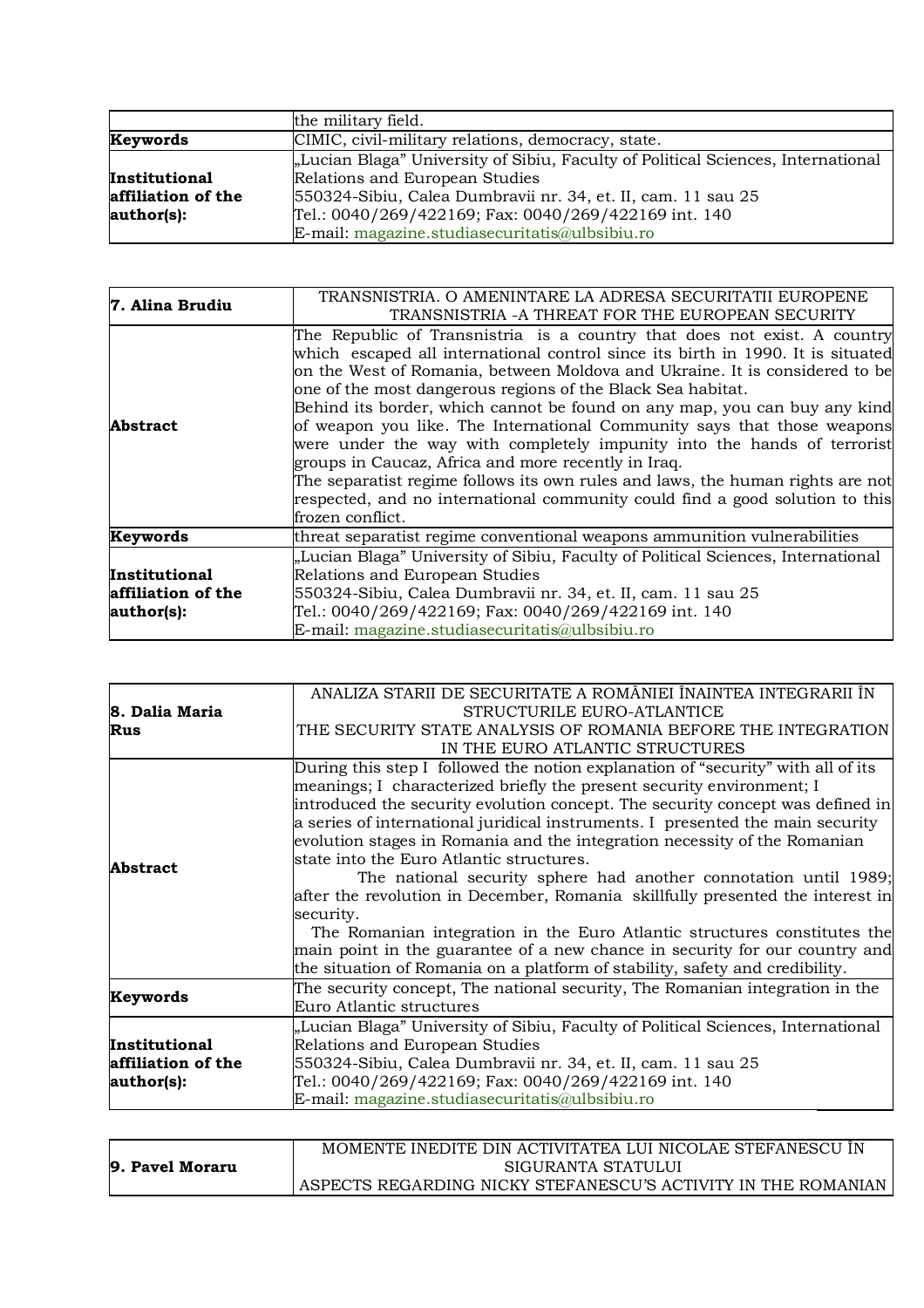|  | the military field. |
|---|---|
| **Keywords** | CIMIC, civil-military relations, democracy, state. |
| **Institutional affiliation of the author(s):** | „Lucian Blaga" University of Sibiu, Faculty of Political Sciences, International Relations and European Studies<br>550324-Sibiu, Calea Dumbravii nr. 34, et. II, cam. 11 sau 25<br>Tel.: 0040/269/422169; Fax: 0040/269/422169 int. 140<br>E-mail: magazine.studiasecuritatis@ulbsibiu.ro |

| **7. Alina Brudiu** | TRANSNISTRIA. O AMENINTARE LA ADRESA SECURITATII EUROPENE<br>TRANSNISTRIA -A THREAT FOR THE EUROPEAN SECURITY |
|---|---|
| **Abstract** | The Republic of Transnistria is a country that does not exist. A country which escaped all international control since its birth in 1990. It is situated on the West of Romania, between Moldova and Ukraine. It is considered to be one of the most dangerous regions of the Black Sea habitat.<br>Behind its border, which cannot be found on any map, you can buy any kind of weapon you like. The International Community says that those weapons were under the way with completely impunity into the hands of terrorist groups in Caucaz, Africa and more recently in Iraq.<br>The separatist regime follows its own rules and laws, the human rights are not respected, and no international community could find a good solution to this frozen conflict. |
| **Keywords** | threat separatist regime conventional weapons ammunition vulnerabilities |
| **Institutional affiliation of the author(s):** | „Lucian Blaga" University of Sibiu, Faculty of Political Sciences, International Relations and European Studies<br>550324-Sibiu, Calea Dumbravii nr. 34, et. II, cam. 11 sau 25<br>Tel.: 0040/269/422169; Fax: 0040/269/422169 int. 140<br>E-mail: magazine.studiasecuritatis@ulbsibiu.ro |

| **8. Dalia Maria Rus** | ANALIZA STARII DE SECURITATE A ROMÂNIEI ÎNAINTEA INTEGRARII ÎN STRUCTURILE EURO-ATLANTICE<br>THE SECURITY STATE ANALYSIS OF ROMANIA BEFORE THE INTEGRATION IN THE EURO ATLANTIC STRUCTURES |
|---|---|
| **Abstract** | During this step I followed the notion explanation of "security" with all of its meanings; I characterized briefly the present security environment; I introduced the security evolution concept. The security concept was defined in a series of international juridical instruments. I presented the main security evolution stages in Romania and the integration necessity of the Romanian state into the Euro Atlantic structures.<br>The national security sphere had another connotation until 1989; after the revolution in December, Romania skillfully presented the interest in security.<br>The Romanian integration in the Euro Atlantic structures constitutes the main point in the guarantee of a new chance in security for our country and the situation of Romania on a platform of stability, safety and credibility. |
| **Keywords** | The security concept, The national security, The Romanian integration in the Euro Atlantic structures |
| **Institutional affiliation of the author(s):** | „Lucian Blaga" University of Sibiu, Faculty of Political Sciences, International Relations and European Studies<br>550324-Sibiu, Calea Dumbravii nr. 34, et. II, cam. 11 sau 25<br>Tel.: 0040/269/422169; Fax: 0040/269/422169 int. 140<br>E-mail: magazine.studiasecuritatis@ulbsibiu.ro |

| **9. Pavel Moraru** | MOMENTE INEDITE DIN ACTIVITATEA LUI NICOLAE STEFANESCU ÎN SIGURANTA STATULUI<br>ASPECTS REGARDING NICKY STEFANESCU'S ACTIVITY IN THE ROMANIAN |
|---|---|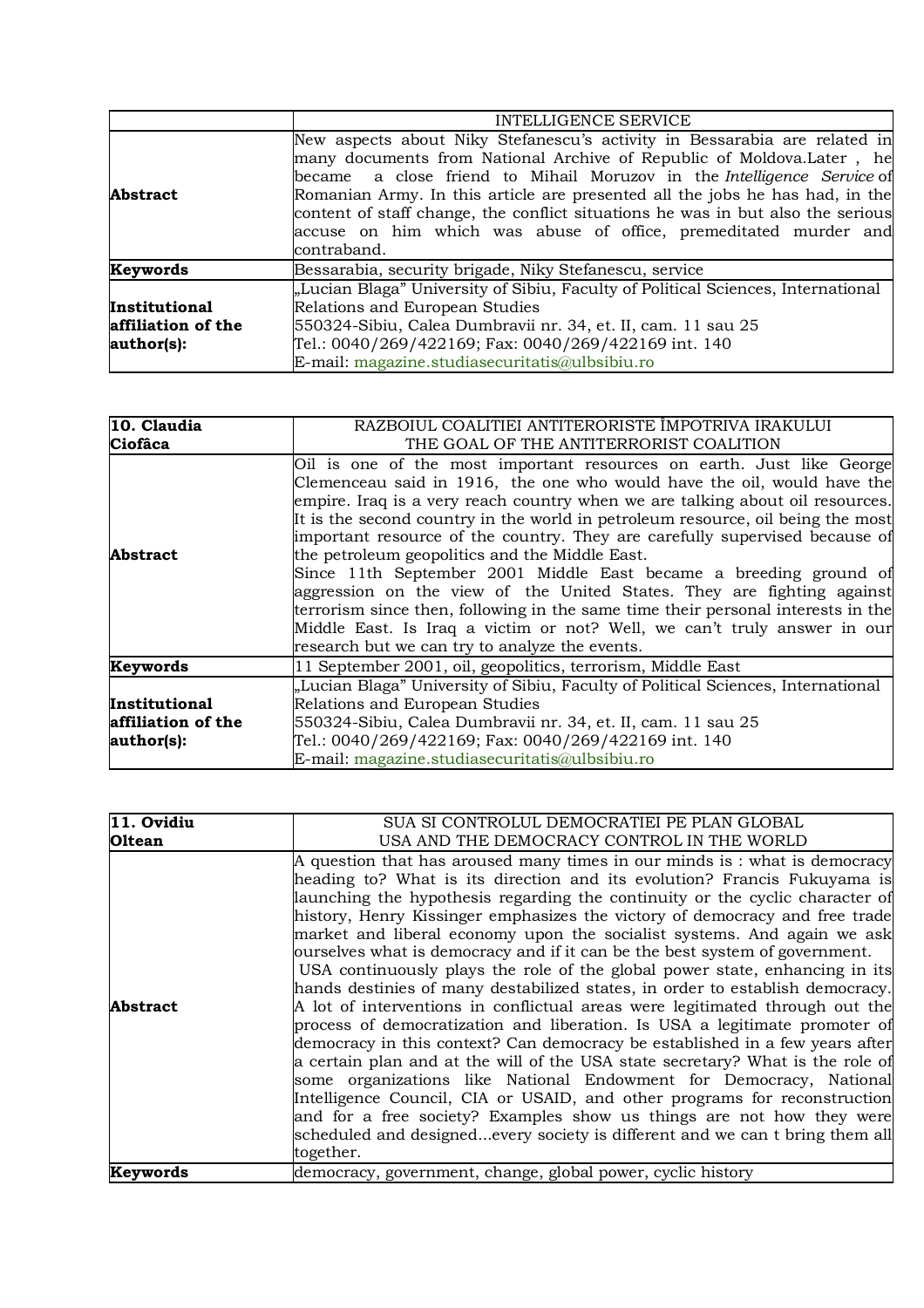|  | INTELLIGENCE SERVICE |
|---|---|
| **Abstract** | New aspects about Niky Stefanescu's activity in Bessarabia are related in many documents from National Archive of Republic of Moldova.Later , he became a close friend to Mihail Moruzov in the *Intelligence Service* of Romanian Army. In this article are presented all the jobs he has had, in the content of staff change, the conflict situations he was in but also the serious accuse on him which was abuse of office, premeditated murder and contraband. |
| **Keywords** | Bessarabia, security brigade, Niky Stefanescu, service |
| **Institutional affiliation of the author(s):** | „Lucian Blaga" University of Sibiu, Faculty of Political Sciences, International Relations and European Studies<br>550324-Sibiu, Calea Dumbravii nr. 34, et. II, cam. 11 sau 25<br>Tel.: 0040/269/422169; Fax: 0040/269/422169 int. 140<br>E-mail: magazine.studiasecuritatis@ulbsibiu.ro |

| **10. Claudia Ciofâca** | RAZBOIUL COALITIEI ANTITERORISTE ÎMPOTRIVA IRAKULUI<br>THE GOAL OF THE ANTITERRORIST COALITION |
|---|---|
| **Abstract** | Oil is one of the most important resources on earth. Just like George Clemenceau said in 1916, the one who would have the oil, would have the empire. Iraq is a very reach country when we are talking about oil resources. It is the second country in the world in petroleum resource, oil being the most important resource of the country. They are carefully supervised because of the petroleum geopolitics and the Middle East.<br>Since 11th September 2001 Middle East became a breeding ground of aggression on the view of the United States. They are fighting against terrorism since then, following in the same time their personal interests in the Middle East. Is Iraq a victim or not? Well, we can't truly answer in our research but we can try to analyze the events. |
| **Keywords** | 11 September 2001, oil, geopolitics, terrorism, Middle East |
| **Institutional affiliation of the author(s):** | „Lucian Blaga" University of Sibiu, Faculty of Political Sciences, International Relations and European Studies<br>550324-Sibiu, Calea Dumbravii nr. 34, et. II, cam. 11 sau 25<br>Tel.: 0040/269/422169; Fax: 0040/269/422169 int. 140<br>E-mail: magazine.studiasecuritatis@ulbsibiu.ro |

| **11. Ovidiu Oltean** | SUA SI CONTROLUL DEMOCRATIEI PE PLAN GLOBAL<br>USA AND THE DEMOCRACY CONTROL IN THE WORLD |
|---|---|
| **Abstract** | A question that has aroused many times in our minds is : what is democracy heading to? What is its direction and its evolution? Francis Fukuyama is launching the hypothesis regarding the continuity or the cyclic character of history, Henry Kissinger emphasizes the victory of democracy and free trade market and liberal economy upon the socialist systems. And again we ask ourselves what is democracy and if it can be the best system of government.<br>USA continuously plays the role of the global power state, enhancing in its hands destinies of many destabilized states, in order to establish democracy. A lot of interventions in conflictual areas were legitimated through out the process of democratization and liberation. Is USA a legitimate promoter of democracy in this context? Can democracy be established in a few years after a certain plan and at the will of the USA state secretary? What is the role of some organizations like National Endowment for Democracy, National Intelligence Council, CIA or USAID, and other programs for reconstruction and for a free society? Examples show us things are not how they were scheduled and designed...every society is different and we can t bring them all together. |
| **Keywords** | democracy, government, change, global power, cyclic history |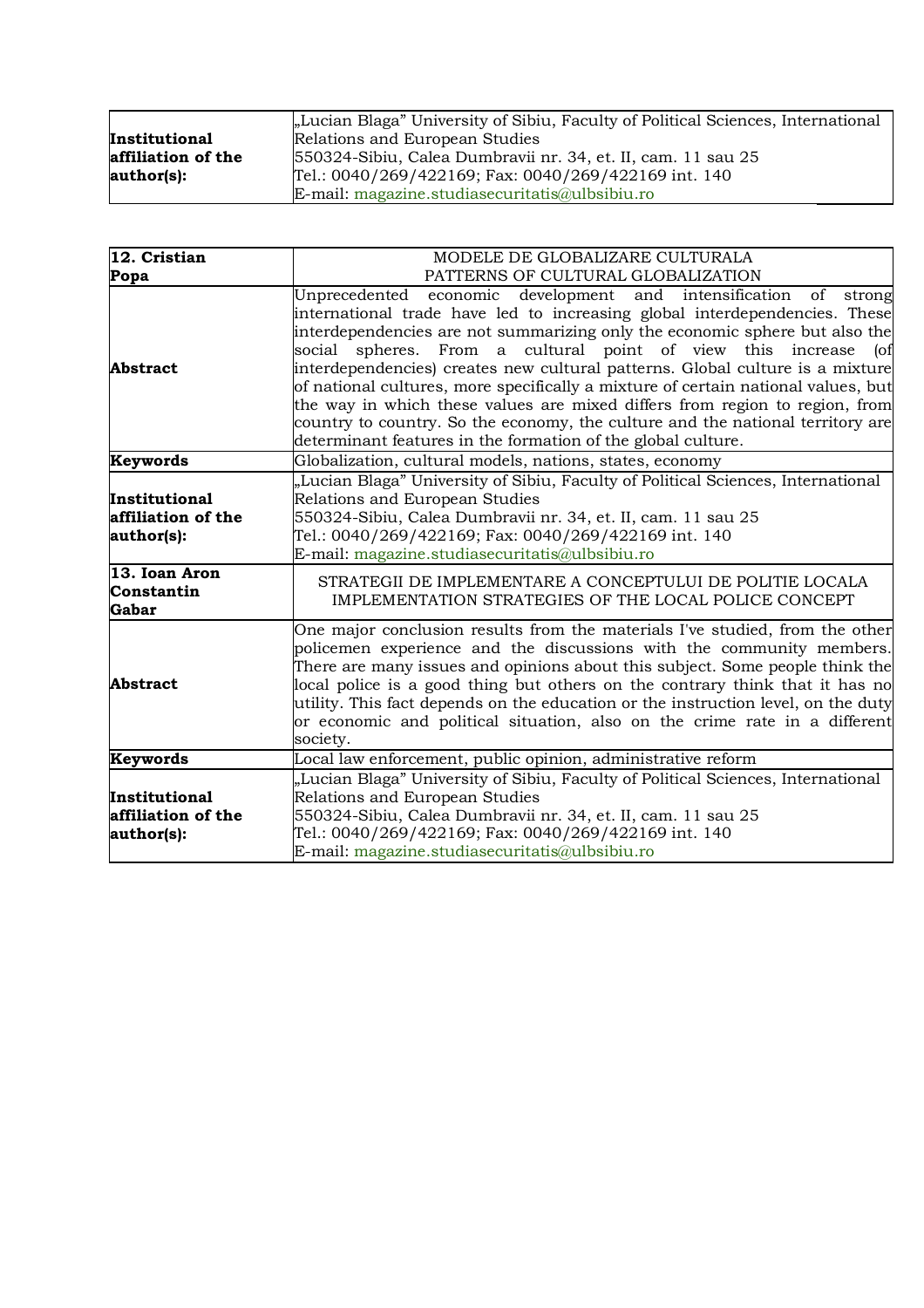| | |
|---|---|
| **Institutional affiliation of the author(s):** | „Lucian Blaga" University of Sibiu, Faculty of Political Sciences, International Relations and European Studies<br>550324-Sibiu, Calea Dumbravii nr. 34, et. II, cam. 11 sau 25<br>Tel.: 0040/269/422169; Fax: 0040/269/422169 int. 140<br>E-mail: magazine.studiasecuritatis@ulbsibiu.ro |

| | |
|---|---|
| **12. Cristian Popa** | MODELE DE GLOBALIZARE CULTURALA<br>PATTERNS OF CULTURAL GLOBALIZATION |
| **Abstract** | Unprecedented economic development and intensification of strong international trade have led to increasing global interdependencies. These interdependencies are not summarizing only the economic sphere but also the social spheres. From a cultural point of view this increase (of interdependencies) creates new cultural patterns. Global culture is a mixture of national cultures, more specifically a mixture of certain national values, but the way in which these values are mixed differs from region to region, from country to country. So the economy, the culture and the national territory are determinant features in the formation of the global culture. |
| **Keywords** | Globalization, cultural models, nations, states, economy |
| **Institutional affiliation of the author(s):** | „Lucian Blaga" University of Sibiu, Faculty of Political Sciences, International Relations and European Studies<br>550324-Sibiu, Calea Dumbravii nr. 34, et. II, cam. 11 sau 25<br>Tel.: 0040/269/422169; Fax: 0040/269/422169 int. 140<br>E-mail: magazine.studiasecuritatis@ulbsibiu.ro |
| **13. Ioan Aron Constantin Gabar** | STRATEGII DE IMPLEMENTARE A CONCEPTULUI DE POLITIE LOCALA<br>IMPLEMENTATION STRATEGIES OF THE LOCAL POLICE CONCEPT |
| **Abstract** | One major conclusion results from the materials I've studied, from the other policemen experience and the discussions with the community members. There are many issues and opinions about this subject. Some people think the local police is a good thing but others on the contrary think that it has no utility. This fact depends on the education or the instruction level, on the duty or economic and political situation, also on the crime rate in a different society. |
| **Keywords** | Local law enforcement, public opinion, administrative reform |
| **Institutional affiliation of the author(s):** | „Lucian Blaga" University of Sibiu, Faculty of Political Sciences, International Relations and European Studies<br>550324-Sibiu, Calea Dumbravii nr. 34, et. II, cam. 11 sau 25<br>Tel.: 0040/269/422169; Fax: 0040/269/422169 int. 140<br>E-mail: magazine.studiasecuritatis@ulbsibiu.ro |